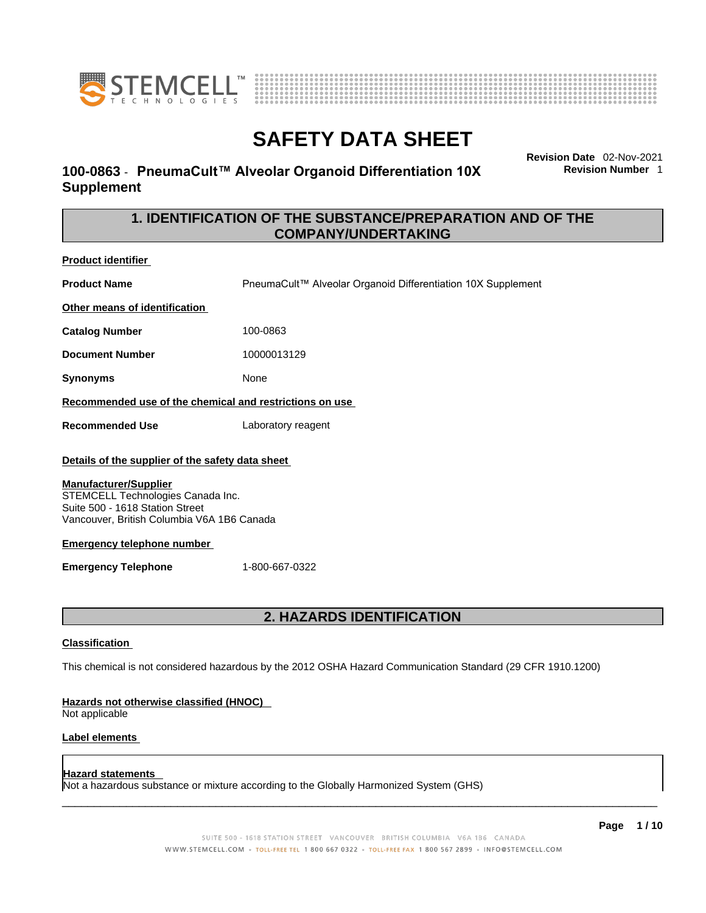# SAFETY DATA SHEET

## 100-0863 - PneumaCult™ Alveolar Organoid Differentiation 10X Supplement

**Revision Date** 02-Nov-2021
**Revision Number** 1

## 1. IDENTIFICATION OF THE SUBSTANCE/PREPARATION AND OF THE COMPANY/UNDERTAKING

**Product identifier**

**Product Name** PneumaCult™ Alveolar Organoid Differentiation 10X Supplement

**Other means of identification**

**Catalog Number** 100-0863

**Document Number** 10000013129

**Synonyms** None

**Recommended use of the chemical and restrictions on use**

**Recommended Use** Laboratory reagent

**Details of the supplier of the safety data sheet**

**Manufacturer/Supplier**
STEMCELL Technologies Canada Inc.
Suite 500 - 1618 Station Street
Vancouver, British Columbia V6A 1B6 Canada

**Emergency telephone number**

**Emergency Telephone** 1-800-667-0322

## 2. HAZARDS IDENTIFICATION

**Classification**

This chemical is not considered hazardous by the 2012 OSHA Hazard Communication Standard (29 CFR 1910.1200)

**Hazards not otherwise classified (HNOC)**
Not applicable

**Label elements**

**Hazard statements**
Not a hazardous substance or mixture according to the Globally Harmonized System (GHS)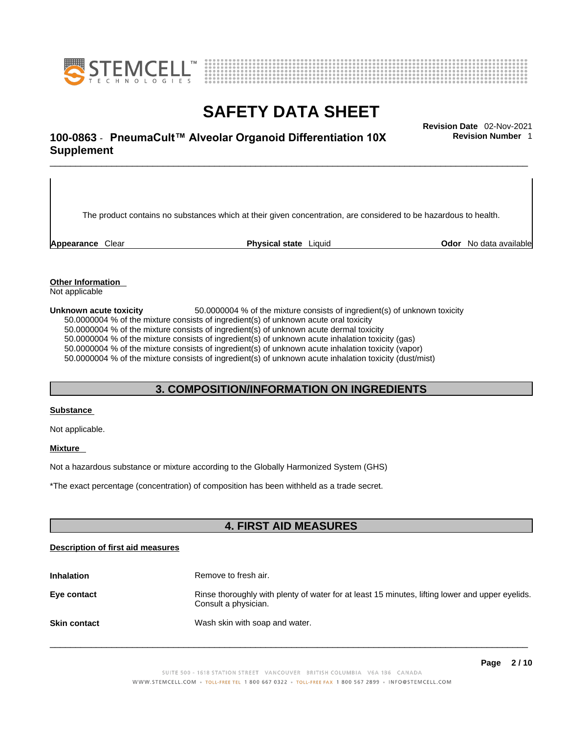The product contains no substances which at their given concentration, are considered to be hazardous to health.

**Appearance** Clear **Physical state** Liquid **Odor** No data available

**Other Information**

Not applicable

**Unknown acute toxicity** 50.0000004 % of the mixture consists of ingredient(s) of unknown toxicity

50.0000004 % of the mixture consists of ingredient(s) of unknown acute oral toxicity
50.0000004 % of the mixture consists of ingredient(s) of unknown acute dermal toxicity
50.0000004 % of the mixture consists of ingredient(s) of unknown acute inhalation toxicity (gas)
50.0000004 % of the mixture consists of ingredient(s) of unknown acute inhalation toxicity (vapor)
50.0000004 % of the mixture consists of ingredient(s) of unknown acute inhalation toxicity (dust/mist)

## 3. COMPOSITION/INFORMATION ON INGREDIENTS

**Substance**

Not applicable.

**Mixture**

Not a hazardous substance or mixture according to the Globally Harmonized System (GHS)

*The exact percentage (concentration) of composition has been withheld as a trade secret.

## 4. FIRST AID MEASURES

**Description of first aid measures**

**Inhalation** Remove to fresh air.

**Eye contact** Rinse thoroughly with plenty of water for at least 15 minutes, lifting lower and upper eyelids. Consult a physician.

**Skin contact** Wash skin with soap and water.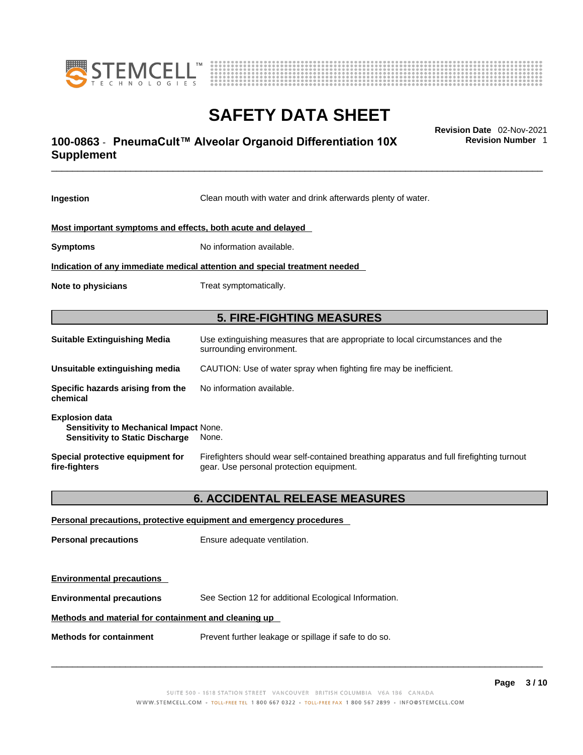**Ingestion** Clean mouth with water and drink afterwards plenty of water.

**Most important symptoms and effects, both acute and delayed**

**Symptoms** No information available.

**Indication of any immediate medical attention and special treatment needed**

**Note to physicians** Treat symptomatically.

## 5. FIRE-FIGHTING MEASURES

**Suitable Extinguishing Media** Use extinguishing measures that are appropriate to local circumstances and the surrounding environment.

**Unsuitable extinguishing media** CAUTION: Use of water spray when fighting fire may be inefficient.

**Specific hazards arising from the chemical** No information available.

**Explosion data**
**Sensitivity to Mechanical Impact** None.
**Sensitivity to Static Discharge** None.

**Special protective equipment for fire-fighters** Firefighters should wear self-contained breathing apparatus and full firefighting turnout gear. Use personal protection equipment.

## 6. ACCIDENTAL RELEASE MEASURES

**Personal precautions, protective equipment and emergency procedures**

**Personal precautions** Ensure adequate ventilation.

**Environmental precautions**

**Environmental precautions** See Section 12 for additional Ecological Information.

**Methods and material for containment and cleaning up**

**Methods for containment** Prevent further leakage or spillage if safe to do so.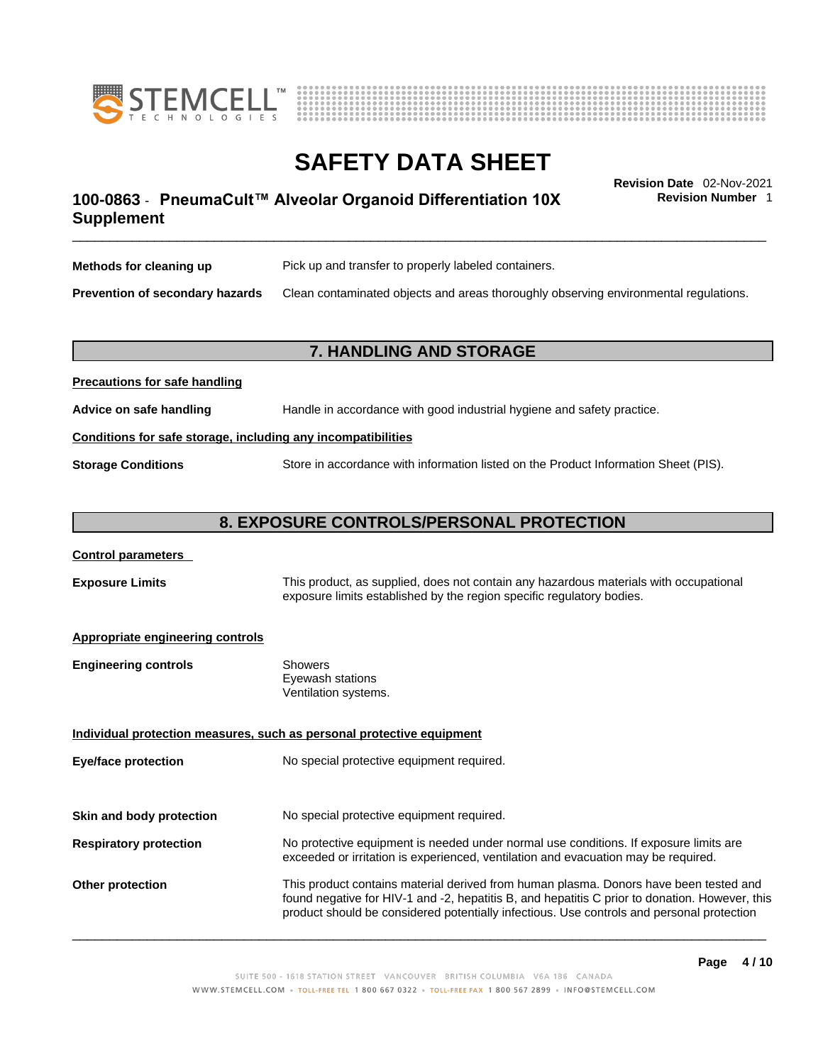| | |
|---|---|
| **Methods for cleaning up** | Pick up and transfer to properly labeled containers. |
| **Prevention of secondary hazards** | Clean contaminated objects and areas thoroughly observing environmental regulations. |

## 7. HANDLING AND STORAGE

**Precautions for safe handling**

| | |
|---|---|
| **Advice on safe handling** | Handle in accordance with good industrial hygiene and safety practice. |

**Conditions for safe storage, including any incompatibilities**

| | |
|---|---|
| **Storage Conditions** | Store in accordance with information listed on the Product Information Sheet (PIS). |

## 8. EXPOSURE CONTROLS/PERSONAL PROTECTION

**Control parameters**

| | |
|---|---|
| **Exposure Limits** | This product, as supplied, does not contain any hazardous materials with occupational exposure limits established by the region specific regulatory bodies. |

**Appropriate engineering controls**

| | |
|---|---|
| **Engineering controls** | Showers<br>Eyewash stations<br>Ventilation systems. |

**Individual protection measures, such as personal protective equipment**

| | |
|---|---|
| **Eye/face protection** | No special protective equipment required. |
| **Skin and body protection** | No special protective equipment required. |
| **Respiratory protection** | No protective equipment is needed under normal use conditions. If exposure limits are exceeded or irritation is experienced, ventilation and evacuation may be required. |
| **Other protection** | This product contains material derived from human plasma. Donors have been tested and found negative for HIV-1 and -2, hepatitis B, and hepatitis C prior to donation. However, this product should be considered potentially infectious. Use controls and personal protection |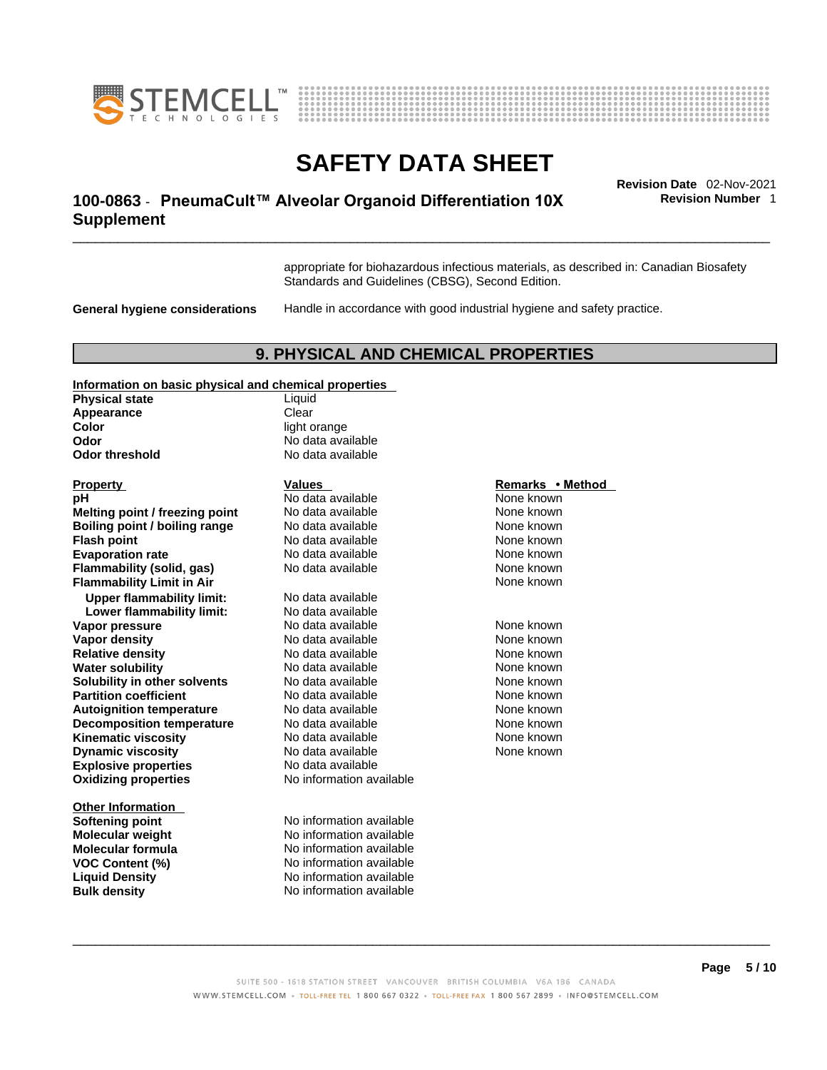appropriate for biohazardous infectious materials, as described in: Canadian Biosafety Standards and Guidelines (CBSG), Second Edition.

**General hygiene considerations** Handle in accordance with good industrial hygiene and safety practice.

## 9. PHYSICAL AND CHEMICAL PROPERTIES

**Information on basic physical and chemical properties**

| | |
|---|---|
| **Physical state** | Liquid |
| **Appearance** | Clear |
| **Color** | light orange |
| **Odor** | No data available |
| **Odor threshold** | No data available |

| Property | Values | Remarks • Method |
|---|---|---|
| **pH** | No data available | None known |
| **Melting point / freezing point** | No data available | None known |
| **Boiling point / boiling range** | No data available | None known |
| **Flash point** | No data available | None known |
| **Evaporation rate** | No data available | None known |
| **Flammability (solid, gas)** | No data available | None known |
| **Flammability Limit in Air** | | None known |
| **Upper flammability limit:** | No data available | |
| **Lower flammability limit:** | No data available | |
| **Vapor pressure** | No data available | None known |
| **Vapor density** | No data available | None known |
| **Relative density** | No data available | None known |
| **Water solubility** | No data available | None known |
| **Solubility in other solvents** | No data available | None known |
| **Partition coefficient** | No data available | None known |
| **Autoignition temperature** | No data available | None known |
| **Decomposition temperature** | No data available | None known |
| **Kinematic viscosity** | No data available | None known |
| **Dynamic viscosity** | No data available | None known |
| **Explosive properties** | No data available | |
| **Oxidizing properties** | No information available | |

**Other Information**

| | |
|---|---|
| **Softening point** | No information available |
| **Molecular weight** | No information available |
| **Molecular formula** | No information available |
| **VOC Content (%)** | No information available |
| **Liquid Density** | No information available |
| **Bulk density** | No information available |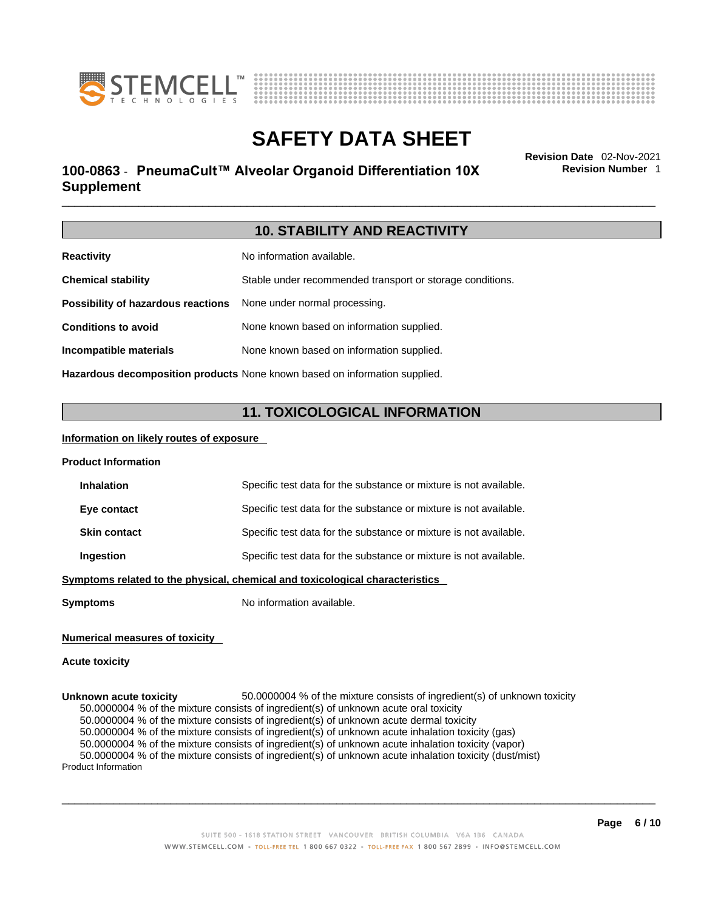## 10. STABILITY AND REACTIVITY

**Reactivity** No information available.

**Chemical stability** Stable under recommended transport or storage conditions.

**Possibility of hazardous reactions** None under normal processing.

**Conditions to avoid** None known based on information supplied.

**Incompatible materials** None known based on information supplied.

**Hazardous decomposition products** None known based on information supplied.

## 11. TOXICOLOGICAL INFORMATION

**Information on likely routes of exposure**

**Product Information**

**Inhalation** Specific test data for the substance or mixture is not available.

**Eye contact** Specific test data for the substance or mixture is not available.

**Skin contact** Specific test data for the substance or mixture is not available.

**Ingestion** Specific test data for the substance or mixture is not available.

**Symptoms related to the physical, chemical and toxicological characteristics**

**Symptoms** No information available.

**Numerical measures of toxicity**

**Acute toxicity**

**Unknown acute toxicity** 50.0000004 % of the mixture consists of ingredient(s) of unknown toxicity

50.0000004 % of the mixture consists of ingredient(s) of unknown acute oral toxicity
50.0000004 % of the mixture consists of ingredient(s) of unknown acute dermal toxicity
50.0000004 % of the mixture consists of ingredient(s) of unknown acute inhalation toxicity (gas)
50.0000004 % of the mixture consists of ingredient(s) of unknown acute inhalation toxicity (vapor)
50.0000004 % of the mixture consists of ingredient(s) of unknown acute inhalation toxicity (dust/mist)

Product Information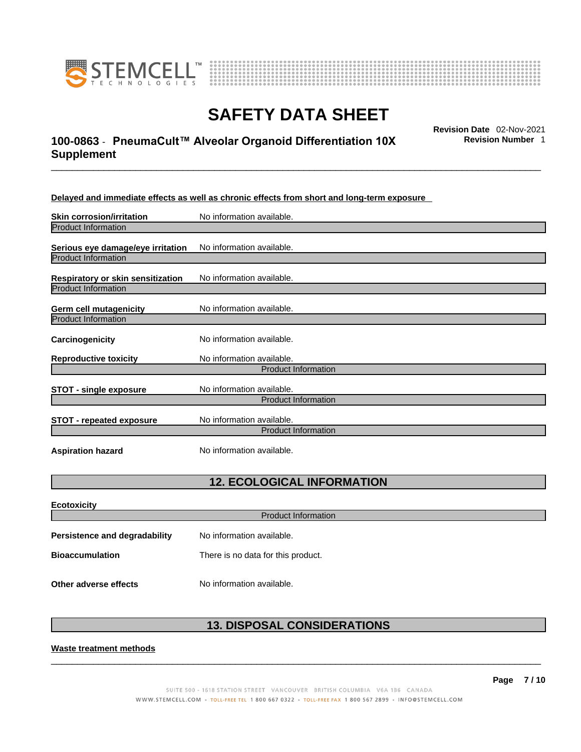**Delayed and immediate effects as well as chronic effects from short and long-term exposure**

**Skin corrosion/irritation** No information available.

Product Information

**Serious eye damage/eye irritation** No information available.

Product Information

**Respiratory or skin sensitization** No information available.

Product Information

**Germ cell mutagenicity** No information available.

Product Information

**Carcinogenicity** No information available.

**Reproductive toxicity** No information available.

Product Information

**STOT - single exposure** No information available.

Product Information

**STOT - repeated exposure** No information available.

Product Information

**Aspiration hazard** No information available.

## 12. ECOLOGICAL INFORMATION

**Ecotoxicity**

Product Information

**Persistence and degradability** No information available.

**Bioaccumulation** There is no data for this product.

**Other adverse effects** No information available.

## 13. DISPOSAL CONSIDERATIONS

**Waste treatment methods**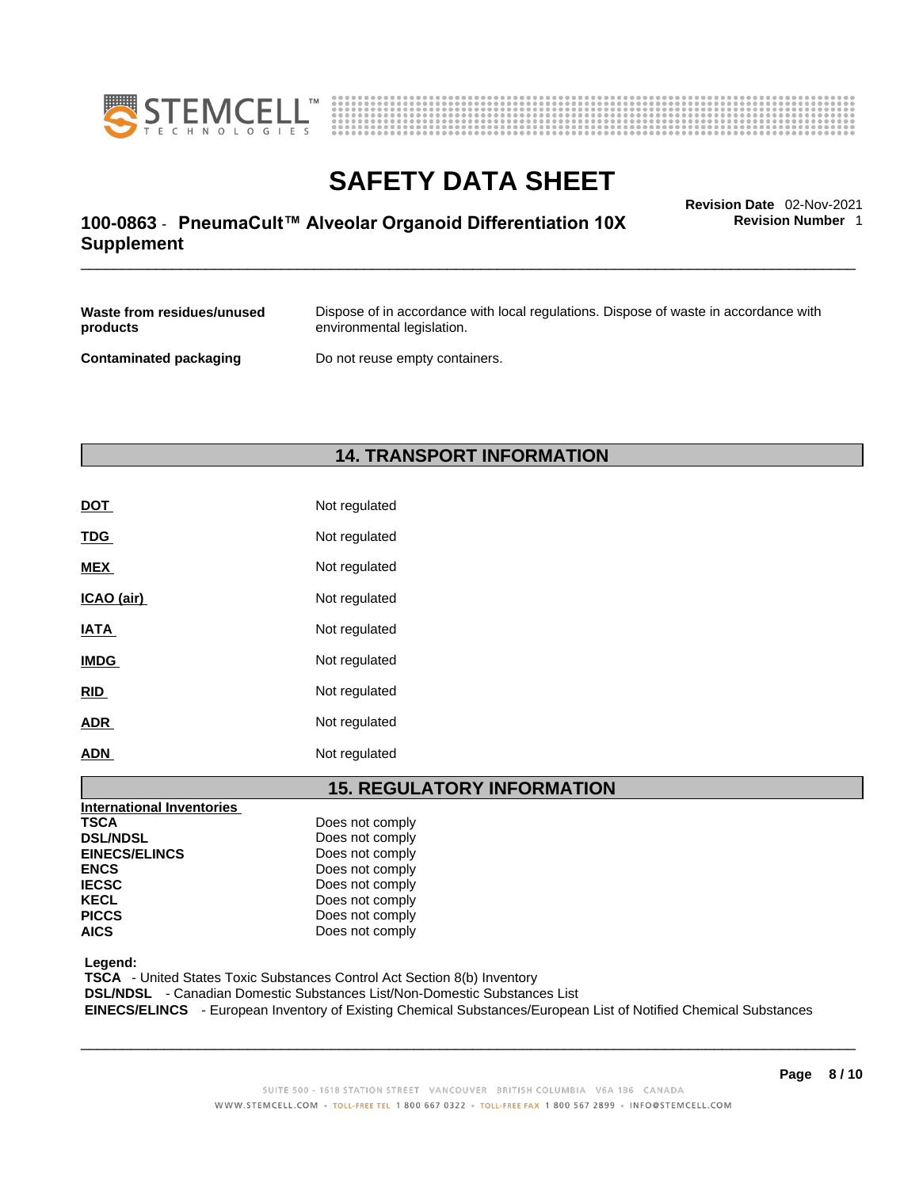| | |
|---|---|
| **Waste from residues/unused products** | Dispose of in accordance with local regulations. Dispose of waste in accordance with environmental legislation. |
| **Contaminated packaging** | Do not reuse empty containers. |

## 14. TRANSPORT INFORMATION

| | |
|---|---|
| **DOT** | Not regulated |
| **TDG** | Not regulated |
| **MEX** | Not regulated |
| **ICAO (air)** | Not regulated |
| **IATA** | Not regulated |
| **IMDG** | Not regulated |
| **RID** | Not regulated |
| **ADR** | Not regulated |
| **ADN** | Not regulated |

## 15. REGULATORY INFORMATION

**International Inventories**

| | |
|---|---|
| **TSCA** | Does not comply |
| **DSL/NDSL** | Does not comply |
| **EINECS/ELINCS** | Does not comply |
| **ENCS** | Does not comply |
| **IECSC** | Does not comply |
| **KECL** | Does not comply |
| **PICCS** | Does not comply |
| **AICS** | Does not comply |

**Legend:**
**TSCA** - United States Toxic Substances Control Act Section 8(b) Inventory
**DSL/NDSL** - Canadian Domestic Substances List/Non-Domestic Substances List
**EINECS/ELINCS** - European Inventory of Existing Chemical Substances/European List of Notified Chemical Substances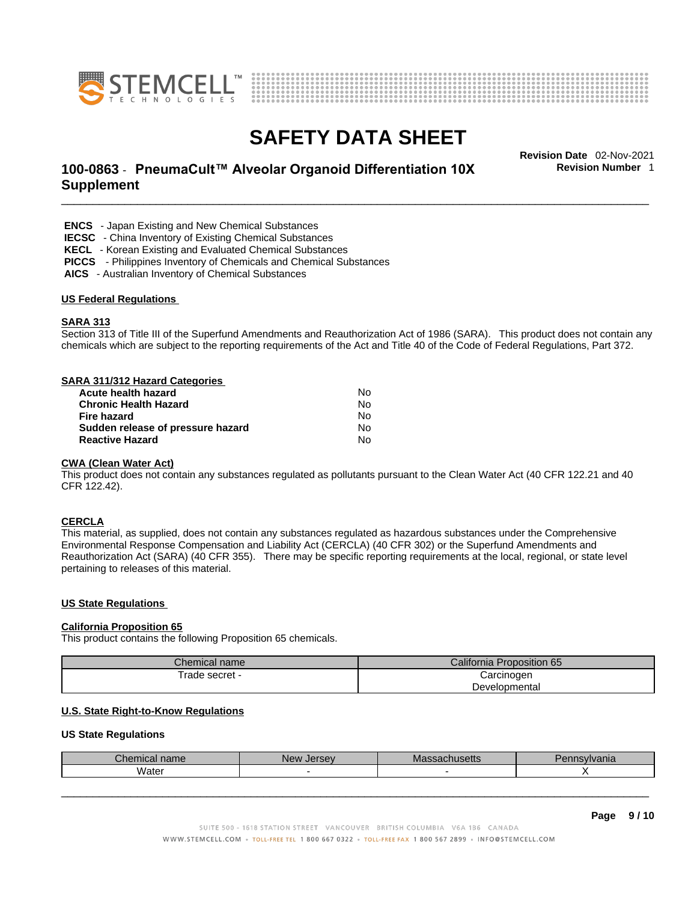**ENCS** - Japan Existing and New Chemical Substances
**IECSC** - China Inventory of Existing Chemical Substances
**KECL** - Korean Existing and Evaluated Chemical Substances
**PICCS** - Philippines Inventory of Chemicals and Chemical Substances
**AICS** - Australian Inventory of Chemical Substances

## US Federal Regulations

### SARA 313

Section 313 of Title III of the Superfund Amendments and Reauthorization Act of 1986 (SARA). This product does not contain any chemicals which are subject to the reporting requirements of the Act and Title 40 of the Code of Federal Regulations, Part 372.

### SARA 311/312 Hazard Categories

| | |
|---|---|
| **Acute health hazard** | No |
| **Chronic Health Hazard** | No |
| **Fire hazard** | No |
| **Sudden release of pressure hazard** | No |
| **Reactive Hazard** | No |

### CWA (Clean Water Act)

This product does not contain any substances regulated as pollutants pursuant to the Clean Water Act (40 CFR 122.21 and 40 CFR 122.42).

### CERCLA

This material, as supplied, does not contain any substances regulated as hazardous substances under the Comprehensive Environmental Response Compensation and Liability Act (CERCLA) (40 CFR 302) or the Superfund Amendments and Reauthorization Act (SARA) (40 CFR 355). There may be specific reporting requirements at the local, regional, or state level pertaining to releases of this material.

## US State Regulations

### California Proposition 65

This product contains the following Proposition 65 chemicals.

| Chemical name | California Proposition 65 |
|---|---|
| Trade secret - | Carcinogen<br>Developmental |

### U.S. State Right-to-Know Regulations

**US State Regulations**

| Chemical name | New Jersey | Massachusetts | Pennsylvania |
|---|---|---|---|
| Water | - | - | X |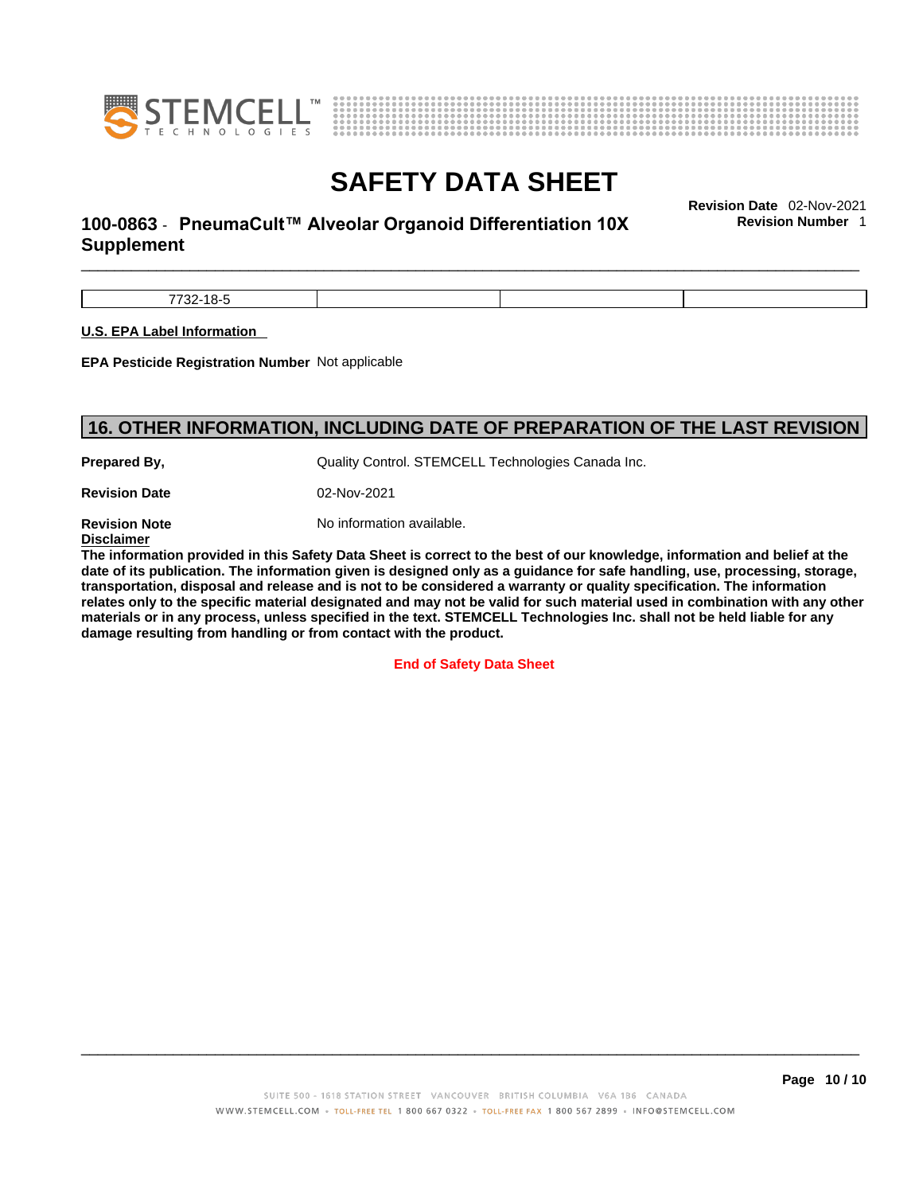| | | | |
|---|---|---|---|
| 7732-18-5 | | | |

**U.S. EPA Label Information**

**EPA Pesticide Registration Number** Not applicable

## 16. OTHER INFORMATION, INCLUDING DATE OF PREPARATION OF THE LAST REVISION

**Prepared By,** Quality Control. STEMCELL Technologies Canada Inc.

**Revision Date** 02-Nov-2021

**Revision Note** No information available.

**Disclaimer**

**The information provided in this Safety Data Sheet is correct to the best of our knowledge, information and belief at the date of its publication. The information given is designed only as a guidance for safe handling, use, processing, storage, transportation, disposal and release and is not to be considered a warranty or quality specification. The information relates only to the specific material designated and may not be valid for such material used in combination with any other materials or in any process, unless specified in the text. STEMCELL Technologies Inc. shall not be held liable for any damage resulting from handling or from contact with the product.**

**End of Safety Data Sheet**